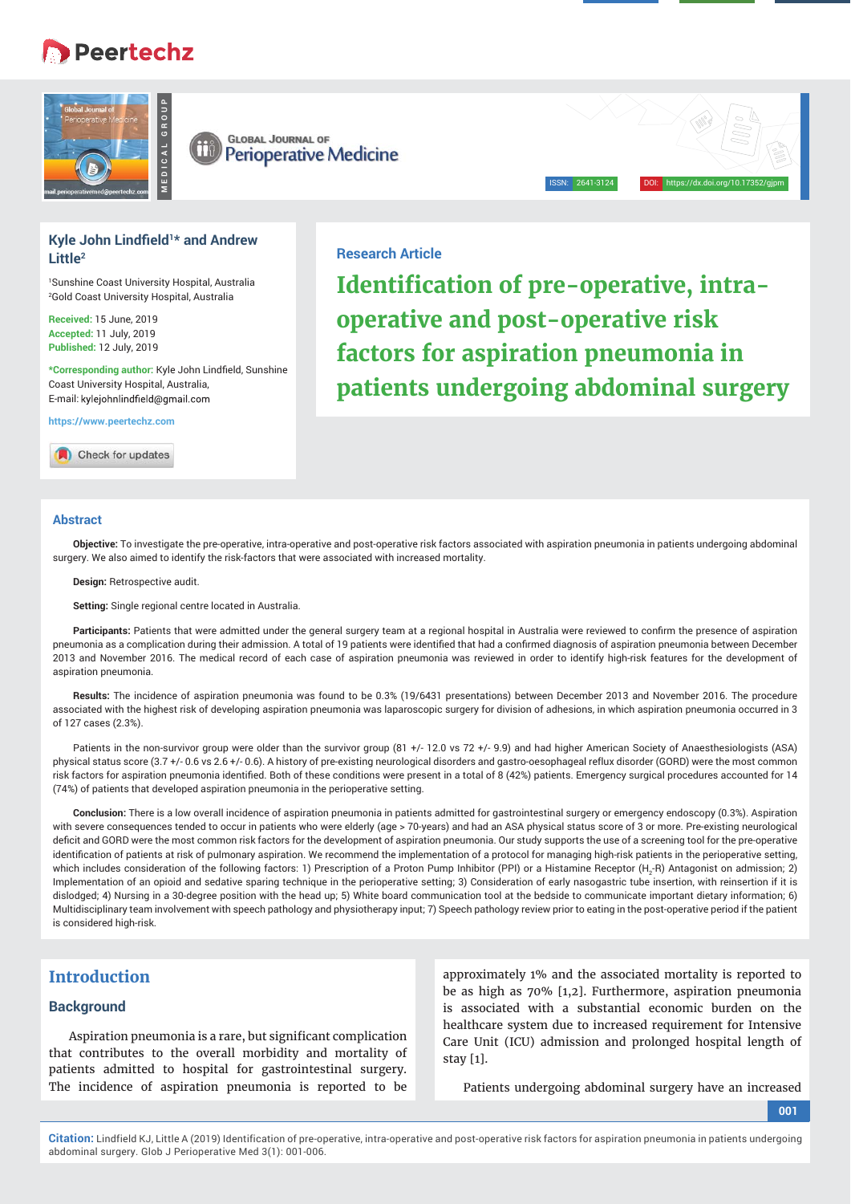Research Article

# Identification of pre-operative, intra-operative and post-operative risk factors for aspiration pneumonia in patients undergoing abdominal surgery

**Kyle John Lindfield[1]* and Andrew Little[2]**

[1]Sunshine Coast University Hospital, Australia
[2]Gold Coast University Hospital, Australia

**Received:** 15 June, 2019
**Accepted:** 11 July, 2019
**Published:** 12 July, 2019

***Corresponding author:** Kyle John Lindfield, Sunshine Coast University Hospital, Australia,
E-mail: kylejohnlindfield@gmail.com

https://www.peertechz.com

## Abstract

**Objective:** To investigate the pre-operative, intra-operative and post-operative risk factors associated with aspiration pneumonia in patients undergoing abdominal surgery. We also aimed to identify the risk-factors that were associated with increased mortality.

**Design:** Retrospective audit.

**Setting:** Single regional centre located in Australia.

**Participants:** Patients that were admitted under the general surgery team at a regional hospital in Australia were reviewed to confirm the presence of aspiration pneumonia as a complication during their admission. A total of 19 patients were identified that had a confirmed diagnosis of aspiration pneumonia between December 2013 and November 2016. The medical record of each case of aspiration pneumonia was reviewed in order to identify high-risk features for the development of aspiration pneumonia.

**Results:** The incidence of aspiration pneumonia was found to be 0.3% (19/6431 presentations) between December 2013 and November 2016. The procedure associated with the highest risk of developing aspiration pneumonia was laparoscopic surgery for division of adhesions, in which aspiration pneumonia occurred in 3 of 127 cases (2.3%).

Patients in the non-survivor group were older than the survivor group (81 +/- 12.0 vs 72 +/- 9.9) and had higher American Society of Anaesthesiologists (ASA) physical status score (3.7 +/- 0.6 vs 2.6 +/- 0.6). A history of pre-existing neurological disorders and gastro-oesophageal reflux disorder (GORD) were the most common risk factors for aspiration pneumonia identified. Both of these conditions were present in a total of 8 (42%) patients. Emergency surgical procedures accounted for 14 (74%) of patients that developed aspiration pneumonia in the perioperative setting.

**Conclusion:** There is a low overall incidence of aspiration pneumonia in patients admitted for gastrointestinal surgery or emergency endoscopy (0.3%). Aspiration with severe consequences tended to occur in patients who were elderly (age > 70-years) and had an ASA physical status score of 3 or more. Pre-existing neurological deficit and GORD were the most common risk factors for the development of aspiration pneumonia. Our study supports the use of a screening tool for the pre-operative identification of patients at risk of pulmonary aspiration. We recommend the implementation of a protocol for managing high-risk patients in the perioperative setting, which includes consideration of the following factors: 1) Prescription of a Proton Pump Inhibitor (PPI) or a Histamine Receptor ($H_2$-R) Antagonist on admission; 2) Implementation of an opioid and sedative sparing technique in the perioperative setting; 3) Consideration of early nasogastric tube insertion, with reinsertion if it is dislodged; 4) Nursing in a 30-degree position with the head up; 5) White board communication tool at the bedside to communicate important dietary information; 6) Multidisciplinary team involvement with speech pathology and physiotherapy input; 7) Speech pathology review prior to eating in the post-operative period if the patient is considered high-risk.

## Introduction

### Background

Aspiration pneumonia is a rare, but significant complication that contributes to the overall morbidity and mortality of patients admitted to hospital for gastrointestinal surgery. The incidence of aspiration pneumonia is reported to be approximately 1% and the associated mortality is reported to be as high as 70% [1,2]. Furthermore, aspiration pneumonia is associated with a substantial economic burden on the healthcare system due to increased requirement for Intensive Care Unit (ICU) admission and prolonged hospital length of stay [1].

Patients undergoing abdominal surgery have an increased

**Citation:** Lindfield KJ, Little A (2019) Identification of pre-operative, intra-operative and post-operative risk factors for aspiration pneumonia in patients undergoing abdominal surgery. Glob J Perioperative Med 3(1): 001-006.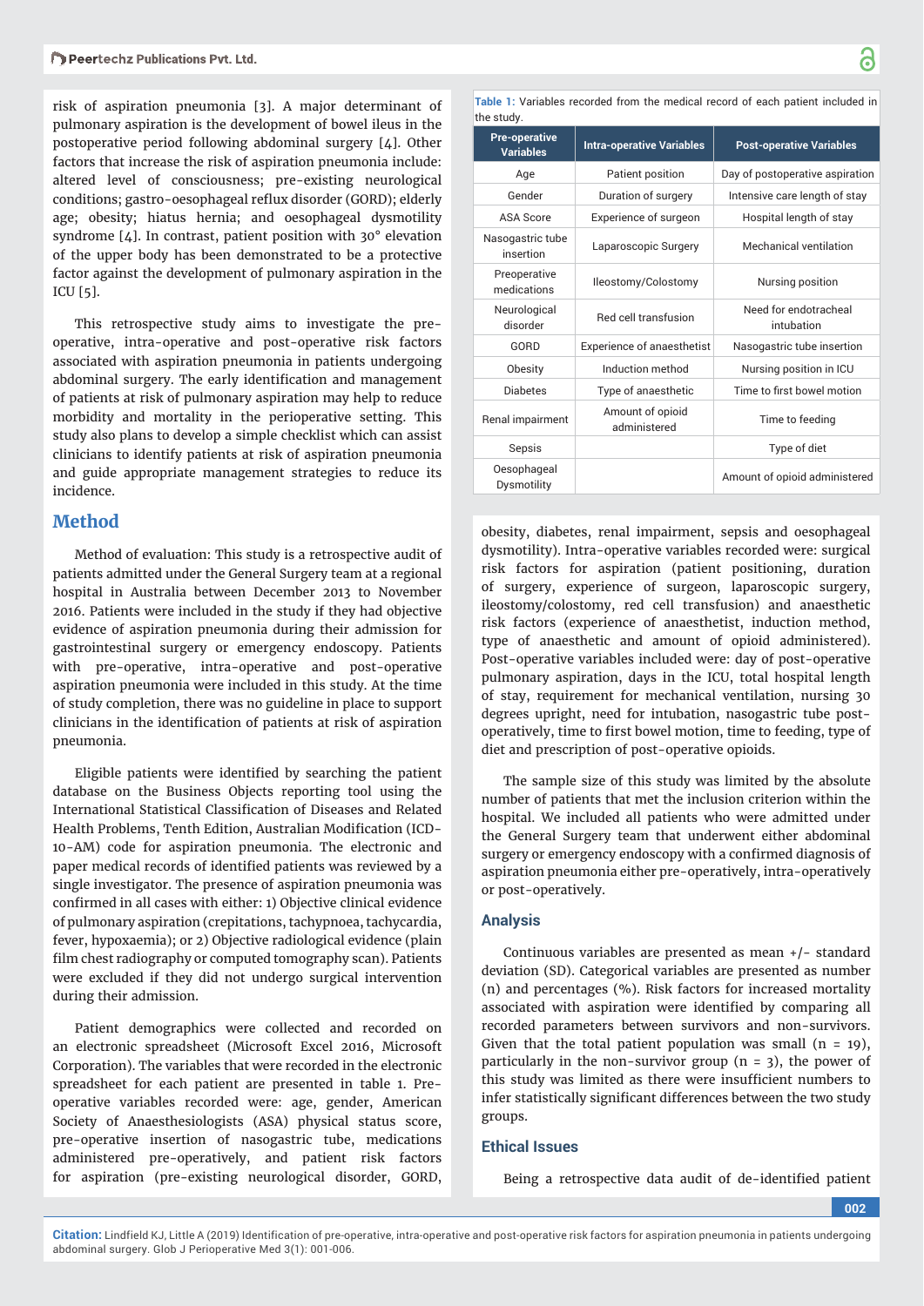risk of aspiration pneumonia [3]. A major determinant of pulmonary aspiration is the development of bowel ileus in the postoperative period following abdominal surgery [4]. Other factors that increase the risk of aspiration pneumonia include: altered level of consciousness; pre-existing neurological conditions; gastro-oesophageal reflux disorder (GORD); elderly age; obesity; hiatus hernia; and oesophageal dysmotility syndrome [4]. In contrast, patient position with 30° elevation of the upper body has been demonstrated to be a protective factor against the development of pulmonary aspiration in the ICU [5].

This retrospective study aims to investigate the pre-operative, intra-operative and post-operative risk factors associated with aspiration pneumonia in patients undergoing abdominal surgery. The early identification and management of patients at risk of pulmonary aspiration may help to reduce morbidity and mortality in the perioperative setting. This study also plans to develop a simple checklist which can assist clinicians to identify patients at risk of aspiration pneumonia and guide appropriate management strategies to reduce its incidence.

## Method

Method of evaluation: This study is a retrospective audit of patients admitted under the General Surgery team at a regional hospital in Australia between December 2013 to November 2016. Patients were included in the study if they had objective evidence of aspiration pneumonia during their admission for gastrointestinal surgery or emergency endoscopy. Patients with pre-operative, intra-operative and post-operative aspiration pneumonia were included in this study. At the time of study completion, there was no guideline in place to support clinicians in the identification of patients at risk of aspiration pneumonia.

Eligible patients were identified by searching the patient database on the Business Objects reporting tool using the International Statistical Classification of Diseases and Related Health Problems, Tenth Edition, Australian Modification (ICD-10-AM) code for aspiration pneumonia. The electronic and paper medical records of identified patients was reviewed by a single investigator. The presence of aspiration pneumonia was confirmed in all cases with either: 1) Objective clinical evidence of pulmonary aspiration (crepitations, tachypnoea, tachycardia, fever, hypoxaemia); or 2) Objective radiological evidence (plain film chest radiography or computed tomography scan). Patients were excluded if they did not undergo surgical intervention during their admission.

Patient demographics were collected and recorded on an electronic spreadsheet (Microsoft Excel 2016, Microsoft Corporation). The variables that were recorded in the electronic spreadsheet for each patient are presented in table 1. Pre-operative variables recorded were: age, gender, American Society of Anaesthesiologists (ASA) physical status score, pre-operative insertion of nasogastric tube, medications administered pre-operatively, and patient risk factors for aspiration (pre-existing neurological disorder, GORD, obesity, diabetes, renal impairment, sepsis and oesophageal dysmotility). Intra-operative variables recorded were: surgical risk factors for aspiration (patient positioning, duration of surgery, experience of surgeon, laparoscopic surgery, ileostomy/colostomy, red cell transfusion) and anaesthetic risk factors (experience of anaesthetist, induction method, type of anaesthetic and amount of opioid administered). Post-operative variables included were: day of post-operative pulmonary aspiration, days in the ICU, total hospital length of stay, requirement for mechanical ventilation, nursing 30 degrees upright, need for intubation, nasogastric tube post-operatively, time to first bowel motion, time to feeding, type of diet and prescription of post-operative opioids.

**Table 1:** Variables recorded from the medical record of each patient included in the study.

| Pre-operative Variables | Intra-operative Variables | Post-operative Variables |
|---|---|---|
| Age | Patient position | Day of postoperative aspiration |
| Gender | Duration of surgery | Intensive care length of stay |
| ASA Score | Experience of surgeon | Hospital length of stay |
| Nasogastric tube insertion | Laparoscopic Surgery | Mechanical ventilation |
| Preoperative medications | Ileostomy/Colostomy | Nursing position |
| Neurological disorder | Red cell transfusion | Need for endotracheal intubation |
| GORD | Experience of anaesthetist | Nasogastric tube insertion |
| Obesity | Induction method | Nursing position in ICU |
| Diabetes | Type of anaesthetic | Time to first bowel motion |
| Renal impairment | Amount of opioid administered | Time to feeding |
| Sepsis | | Type of diet |
| Oesophageal Dysmotility | | Amount of opioid administered |

The sample size of this study was limited by the absolute number of patients that met the inclusion criterion within the hospital. We included all patients who were admitted under the General Surgery team that underwent either abdominal surgery or emergency endoscopy with a confirmed diagnosis of aspiration pneumonia either pre-operatively, intra-operatively or post-operatively.

### Analysis

Continuous variables are presented as mean +/- standard deviation (SD). Categorical variables are presented as number (n) and percentages (%). Risk factors for increased mortality associated with aspiration were identified by comparing all recorded parameters between survivors and non-survivors. Given that the total patient population was small ($n = 19$), particularly in the non-survivor group ($n = 3$), the power of this study was limited as there were insufficient numbers to infer statistically significant differences between the two study groups.

### Ethical Issues

Being a retrospective data audit of de-identified patient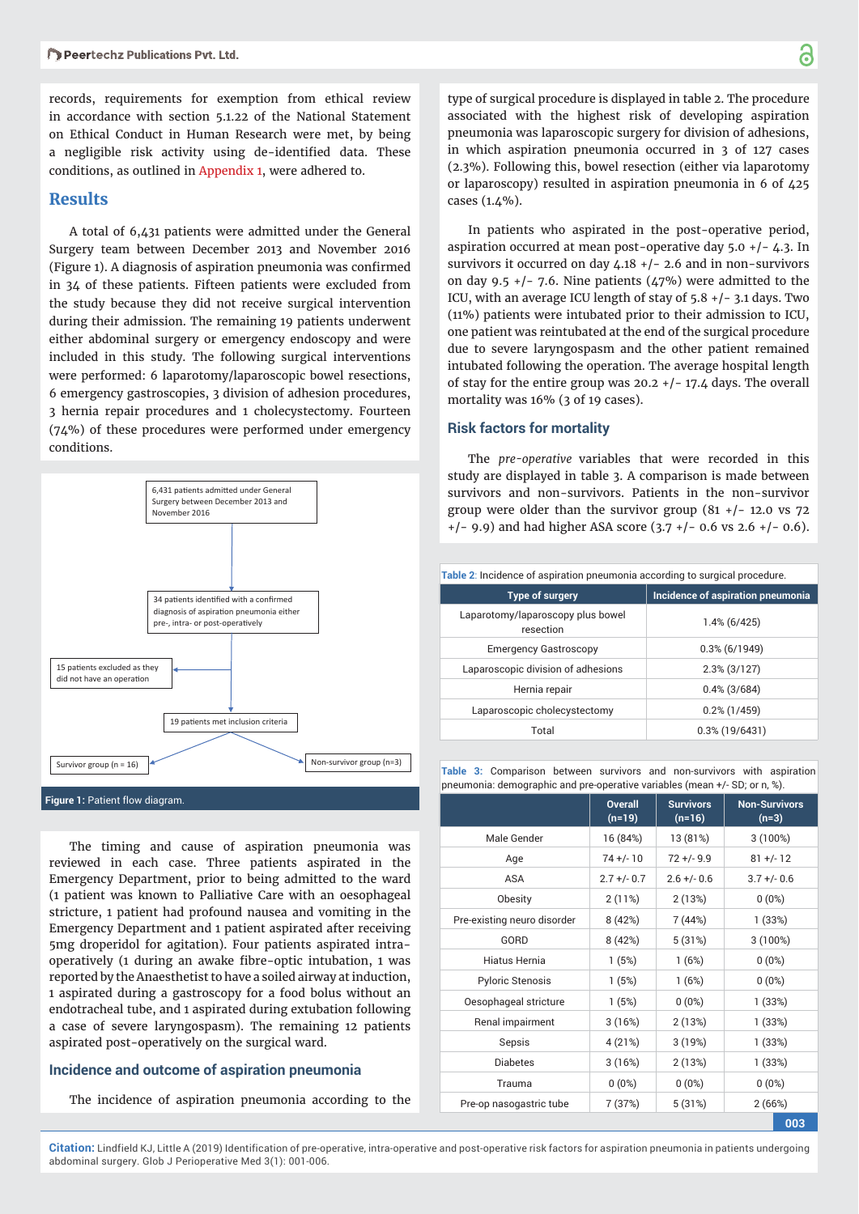records, requirements for exemption from ethical review in accordance with section 5.1.22 of the National Statement on Ethical Conduct in Human Research were met, by being a negligible risk activity using de-identified data. These conditions, as outlined in Appendix 1, were adhered to.

## Results

A total of 6,431 patients were admitted under the General Surgery team between December 2013 and November 2016 (Figure 1). A diagnosis of aspiration pneumonia was confirmed in 34 of these patients. Fifteen patients were excluded from the study because they did not receive surgical intervention during their admission. The remaining 19 patients underwent either abdominal surgery or emergency endoscopy and were included in this study. The following surgical interventions were performed: 6 laparotomy/laparoscopic bowel resections, 6 emergency gastroscopies, 3 division of adhesion procedures, 3 hernia repair procedures and 1 cholecystectomy. Fourteen (74%) of these procedures were performed under emergency conditions.

6,431 patients admitted under General Surgery between December 2013 and November 2016

34 patients identified with a confirmed diagnosis of aspiration pneumonia either pre-, intra- or post-operatively

15 patients excluded as they did not have an operation

19 patients met inclusion criteria

Survivor group (n = 16)

Non-survivor group (n=3)

**Figure 1:** Patient flow diagram.

The timing and cause of aspiration pneumonia was reviewed in each case. Three patients aspirated in the Emergency Department, prior to being admitted to the ward (1 patient was known to Palliative Care with an oesophageal stricture, 1 patient had profound nausea and vomiting in the Emergency Department and 1 patient aspirated after receiving 5mg droperidol for agitation). Four patients aspirated intra-operatively (1 during an awake fibre-optic intubation, 1 was reported by the Anaesthetist to have a soiled airway at induction, 1 aspirated during a gastroscopy for a food bolus without an endotracheal tube, and 1 aspirated during extubation following a case of severe laryngospasm). The remaining 12 patients aspirated post-operatively on the surgical ward.

### Incidence and outcome of aspiration pneumonia

The incidence of aspiration pneumonia according to the type of surgical procedure is displayed in table 2. The procedure associated with the highest risk of developing aspiration pneumonia was laparoscopic surgery for division of adhesions, in which aspiration pneumonia occurred in 3 of 127 cases (2.3%). Following this, bowel resection (either via laparotomy or laparoscopy) resulted in aspiration pneumonia in 6 of 425 cases (1.4%).

In patients who aspirated in the post-operative period, aspiration occurred at mean post-operative day 5.0 +/- 4.3. In survivors it occurred on day 4.18 +/- 2.6 and in non-survivors on day 9.5 +/- 7.6. Nine patients (47%) were admitted to the ICU, with an average ICU length of stay of 5.8 +/- 3.1 days. Two (11%) patients were intubated prior to their admission to ICU, one patient was reintubated at the end of the surgical procedure due to severe laryngospasm and the other patient remained intubated following the operation. The average hospital length of stay for the entire group was 20.2 +/- 17.4 days. The overall mortality was 16% (3 of 19 cases).

### Risk factors for mortality

The *pre-operative* variables that were recorded in this study are displayed in table 3. A comparison is made between survivors and non-survivors. Patients in the non-survivor group were older than the survivor group (81 +/- 12.0 vs 72 +/- 9.9) and had higher ASA score (3.7 +/- 0.6 vs 2.6 +/- 0.6).

**Table 2:** Incidence of aspiration pneumonia according to surgical procedure.

| Type of surgery | Incidence of aspiration pneumonia |
|---|---|
| Laparotomy/laparoscopy plus bowel resection | 1.4% (6/425) |
| Emergency Gastroscopy | 0.3% (6/1949) |
| Laparoscopic division of adhesions | 2.3% (3/127) |
| Hernia repair | 0.4% (3/684) |
| Laparoscopic cholecystectomy | 0.2% (1/459) |
| Total | 0.3% (19/6431) |

**Table 3:** Comparison between survivors and non-survivors with aspiration pneumonia: demographic and pre-operative variables (mean +/- SD; or n, %).

| | Overall (n=19) | Survivors (n=16) | Non-Survivors (n=3) |
|---|---|---|---|
| Male Gender | 16 (84%) | 13 (81%) | 3 (100%) |
| Age | 74 +/- 10 | 72 +/- 9.9 | 81 +/- 12 |
| ASA | 2.7 +/- 0.7 | 2.6 +/- 0.6 | 3.7 +/- 0.6 |
| Obesity | 2 (11%) | 2 (13%) | 0 (0%) |
| Pre-existing neuro disorder | 8 (42%) | 7 (44%) | 1 (33%) |
| GORD | 8 (42%) | 5 (31%) | 3 (100%) |
| Hiatus Hernia | 1 (5%) | 1 (6%) | 0 (0%) |
| Pyloric Stenosis | 1 (5%) | 1 (6%) | 0 (0%) |
| Oesophageal stricture | 1 (5%) | 0 (0%) | 1 (33%) |
| Renal impairment | 3 (16%) | 2 (13%) | 1 (33%) |
| Sepsis | 4 (21%) | 3 (19%) | 1 (33%) |
| Diabetes | 3 (16%) | 2 (13%) | 1 (33%) |
| Trauma | 0 (0%) | 0 (0%) | 0 (0%) |
| Pre-op nasogastric tube | 7 (37%) | 5 (31%) | 2 (66%) |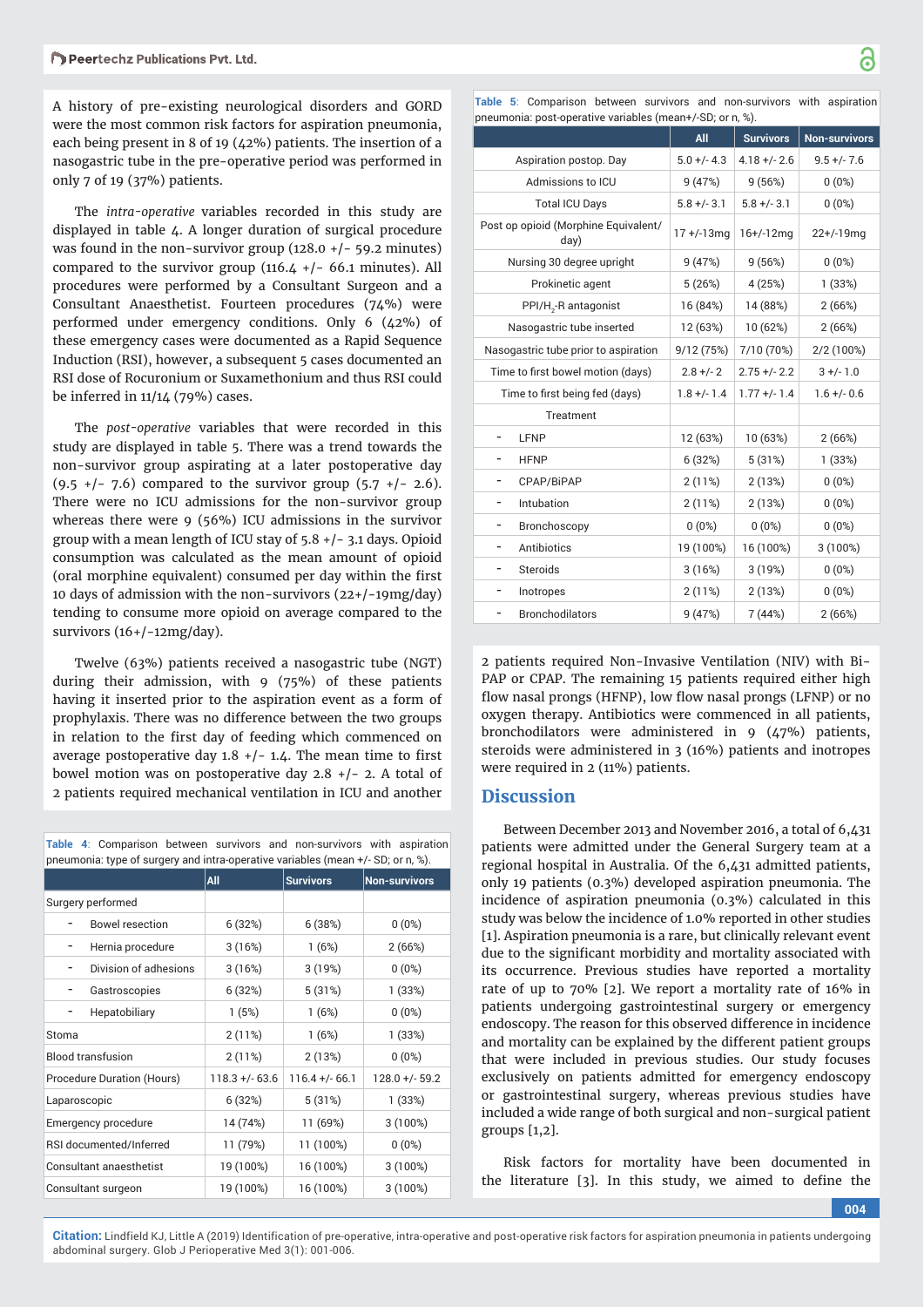A history of pre-existing neurological disorders and GORD were the most common risk factors for aspiration pneumonia, each being present in 8 of 19 (42%) patients. The insertion of a nasogastric tube in the pre-operative period was performed in only 7 of 19 (37%) patients.

The *intra-operative* variables recorded in this study are displayed in table 4. A longer duration of surgical procedure was found in the non-survivor group (128.0 +/- 59.2 minutes) compared to the survivor group (116.4 +/- 66.1 minutes). All procedures were performed by a Consultant Surgeon and a Consultant Anaesthetist. Fourteen procedures (74%) were performed under emergency conditions. Only 6 (42%) of these emergency cases were documented as a Rapid Sequence Induction (RSI), however, a subsequent 5 cases documented an RSI dose of Rocuronium or Suxamethonium and thus RSI could be inferred in 11/14 (79%) cases.

The *post-operative* variables that were recorded in this study are displayed in table 5. There was a trend towards the non-survivor group aspirating at a later postoperative day (9.5 +/- 7.6) compared to the survivor group (5.7 +/- 2.6). There were no ICU admissions for the non-survivor group whereas there were 9 (56%) ICU admissions in the survivor group with a mean length of ICU stay of 5.8 +/- 3.1 days. Opioid consumption was calculated as the mean amount of opioid (oral morphine equivalent) consumed per day within the first 10 days of admission with the non-survivors (22+/-19mg/day) tending to consume more opioid on average compared to the survivors (16+/-12mg/day).

Twelve (63%) patients received a nasogastric tube (NGT) during their admission, with 9 (75%) of these patients having it inserted prior to the aspiration event as a form of prophylaxis. There was no difference between the two groups in relation to the first day of feeding which commenced on average postoperative day 1.8 +/- 1.4. The mean time to first bowel motion was on postoperative day 2.8 +/- 2. A total of 2 patients required mechanical ventilation in ICU and another 2 patients required Non-Invasive Ventilation (NIV) with Bi-PAP or CPAP. The remaining 15 patients required either high flow nasal prongs (HFNP), low flow nasal prongs (LFNP) or no oxygen therapy. Antibiotics were commenced in all patients, bronchodilators were administered in 9 (47%) patients, steroids were administered in 3 (16%) patients and inotropes were required in 2 (11%) patients.

**Table 4**: Comparison between survivors and non-survivors with aspiration pneumonia: type of surgery and intra-operative variables (mean +/- SD; or n, %).

| | All | Survivors | Non-survivors |
|---|---|---|---|
| Surgery performed | | | |
| - Bowel resection | 6 (32%) | 6 (38%) | 0 (0%) |
| - Hernia procedure | 3 (16%) | 1 (6%) | 2 (66%) |
| - Division of adhesions | 3 (16%) | 3 (19%) | 0 (0%) |
| - Gastroscopies | 6 (32%) | 5 (31%) | 1 (33%) |
| - Hepatobiliary | 1 (5%) | 1 (6%) | 0 (0%) |
| Stoma | 2 (11%) | 1 (6%) | 1 (33%) |
| Blood transfusion | 2 (11%) | 2 (13%) | 0 (0%) |
| Procedure Duration (Hours) | 118.3 +/- 63.6 | 116.4 +/- 66.1 | 128.0 +/- 59.2 |
| Laparoscopic | 6 (32%) | 5 (31%) | 1 (33%) |
| Emergency procedure | 14 (74%) | 11 (69%) | 3 (100%) |
| RSI documented/Inferred | 11 (79%) | 11 (100%) | 0 (0%) |
| Consultant anaesthetist | 19 (100%) | 16 (100%) | 3 (100%) |
| Consultant surgeon | 19 (100%) | 16 (100%) | 3 (100%) |

**Table 5**: Comparison between survivors and non-survivors with aspiration pneumonia: post-operative variables (mean+/-SD; or n, %).

| | All | Survivors | Non-survivors |
|---|---|---|---|
| Aspiration postop. Day | 5.0 +/- 4.3 | 4.18 +/- 2.6 | 9.5 +/- 7.6 |
| Admissions to ICU | 9 (47%) | 9 (56%) | 0 (0%) |
| Total ICU Days | 5.8 +/- 3.1 | 5.8 +/- 3.1 | 0 (0%) |
| Post op opioid (Morphine Equivalent/ day) | 17 +/-13mg | 16+/-12mg | 22+/-19mg |
| Nursing 30 degree upright | 9 (47%) | 9 (56%) | 0 (0%) |
| Prokinetic agent | 5 (26%) | 4 (25%) | 1 (33%) |
| PPI/$H_2$-R antagonist | 16 (84%) | 14 (88%) | 2 (66%) |
| Nasogastric tube inserted | 12 (63%) | 10 (62%) | 2 (66%) |
| Nasogastric tube prior to aspiration | 9/12 (75%) | 7/10 (70%) | 2/2 (100%) |
| Time to first bowel motion (days) | 2.8 +/- 2 | 2.75 +/- 2.2 | 3 +/- 1.0 |
| Time to first being fed (days) | 1.8 +/- 1.4 | 1.77 +/- 1.4 | 1.6 +/- 0.6 |
| Treatment | | | |
| - LFNP | 12 (63%) | 10 (63%) | 2 (66%) |
| - HFNP | 6 (32%) | 5 (31%) | 1 (33%) |
| - CPAP/BiPAP | 2 (11%) | 2 (13%) | 0 (0%) |
| - Intubation | 2 (11%) | 2 (13%) | 0 (0%) |
| - Bronchoscopy | 0 (0%) | 0 (0%) | 0 (0%) |
| - Antibiotics | 19 (100%) | 16 (100%) | 3 (100%) |
| - Steroids | 3 (16%) | 3 (19%) | 0 (0%) |
| - Inotropes | 2 (11%) | 2 (13%) | 0 (0%) |
| - Bronchodilators | 9 (47%) | 7 (44%) | 2 (66%) |

## Discussion

Between December 2013 and November 2016, a total of 6,431 patients were admitted under the General Surgery team at a regional hospital in Australia. Of the 6,431 admitted patients, only 19 patients (0.3%) developed aspiration pneumonia. The incidence of aspiration pneumonia (0.3%) calculated in this study was below the incidence of 1.0% reported in other studies [1]. Aspiration pneumonia is a rare, but clinically relevant event due to the significant morbidity and mortality associated with its occurrence. Previous studies have reported a mortality rate of up to 70% [2]. We report a mortality rate of 16% in patients undergoing gastrointestinal surgery or emergency endoscopy. The reason for this observed difference in incidence and mortality can be explained by the different patient groups that were included in previous studies. Our study focuses exclusively on patients admitted for emergency endoscopy or gastrointestinal surgery, whereas previous studies have included a wide range of both surgical and non-surgical patient groups [1,2].

Risk factors for mortality have been documented in the literature [3]. In this study, we aimed to define the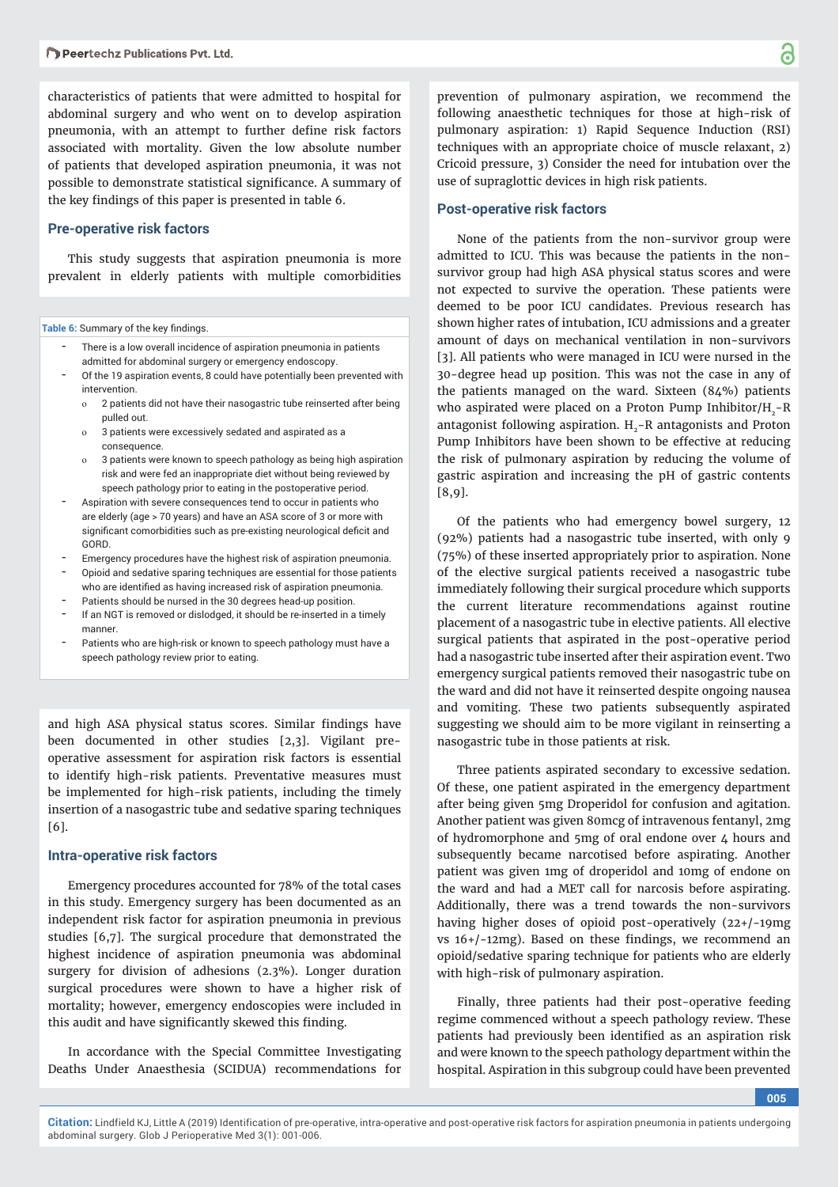characteristics of patients that were admitted to hospital for abdominal surgery and who went on to develop aspiration pneumonia, with an attempt to further define risk factors associated with mortality. Given the low absolute number of patients that developed aspiration pneumonia, it was not possible to demonstrate statistical significance. A summary of the key findings of this paper is presented in table 6.

## Pre-operative risk factors

This study suggests that aspiration pneumonia is more prevalent in elderly patients with multiple comorbidities and high ASA physical status scores. Similar findings have been documented in other studies [2,3]. Vigilant pre-operative assessment for aspiration risk factors is essential to identify high-risk patients. Preventative measures must be implemented for high-risk patients, including the timely insertion of a nasogastric tube and sedative sparing techniques [6].

**Table 6:** Summary of the key findings.

- There is a low overall incidence of aspiration pneumonia in patients admitted for abdominal surgery or emergency endoscopy.
- Of the 19 aspiration events, 8 could have potentially been prevented with intervention.
  - 2 patients did not have their nasogastric tube reinserted after being pulled out.
  - 3 patients were excessively sedated and aspirated as a consequence.
  - 3 patients were known to speech pathology as being high aspiration risk and were fed an inappropriate diet without being reviewed by speech pathology prior to eating in the postoperative period.
- Aspiration with severe consequences tend to occur in patients who are elderly (age > 70 years) and have an ASA score of 3 or more with significant comorbidities such as pre-existing neurological deficit and GORD.
- Emergency procedures have the highest risk of aspiration pneumonia.
- Opioid and sedative sparing techniques are essential for those patients who are identified as having increased risk of aspiration pneumonia.
- Patients should be nursed in the 30 degrees head-up position.
- If an NGT is removed or dislodged, it should be re-inserted in a timely manner.
- Patients who are high-risk or known to speech pathology must have a speech pathology review prior to eating.

## Intra-operative risk factors

Emergency procedures accounted for 78% of the total cases in this study. Emergency surgery has been documented as an independent risk factor for aspiration pneumonia in previous studies [6,7]. The surgical procedure that demonstrated the highest incidence of aspiration pneumonia was abdominal surgery for division of adhesions (2.3%). Longer duration surgical procedures were shown to have a higher risk of mortality; however, emergency endoscopies were included in this audit and have significantly skewed this finding.

In accordance with the Special Committee Investigating Deaths Under Anaesthesia (SCIDUA) recommendations for prevention of pulmonary aspiration, we recommend the following anaesthetic techniques for those at high-risk of pulmonary aspiration: 1) Rapid Sequence Induction (RSI) techniques with an appropriate choice of muscle relaxant, 2) Cricoid pressure, 3) Consider the need for intubation over the use of supraglottic devices in high risk patients.

## Post-operative risk factors

None of the patients from the non-survivor group were admitted to ICU. This was because the patients in the non-survivor group had high ASA physical status scores and were not expected to survive the operation. These patients were deemed to be poor ICU candidates. Previous research has shown higher rates of intubation, ICU admissions and a greater amount of days on mechanical ventilation in non-survivors [3]. All patients who were managed in ICU were nursed in the 30-degree head up position. This was not the case in any of the patients managed on the ward. Sixteen (84%) patients who aspirated were placed on a Proton Pump Inhibitor/$H_2$-R antagonist following aspiration. $H_2$-R antagonists and Proton Pump Inhibitors have been shown to be effective at reducing the risk of pulmonary aspiration by reducing the volume of gastric aspiration and increasing the pH of gastric contents [8,9].

Of the patients who had emergency bowel surgery, 12 (92%) patients had a nasogastric tube inserted, with only 9 (75%) of these inserted appropriately prior to operation. None of the elective surgical patients received a nasogastric tube immediately following their surgical procedure which supports the current literature recommendations against routine placement of a nasogastric tube in elective patients. All elective surgical patients that aspirated in the post-operative period had a nasogastric tube inserted after their aspiration event. Two emergency surgical patients removed their nasogastric tube on the ward and did not have it reinserted despite ongoing nausea and vomiting. These two patients subsequently aspirated suggesting we should aim to be more vigilant in reinserting a nasogastric tube in those patients at risk.

Three patients aspirated secondary to excessive sedation. Of these, one patient aspirated in the emergency department after being given 5mg Droperidol for confusion and agitation. Another patient was given 80mcg of intravenous fentanyl, 2mg of hydromorphone and 5mg of oral endone over 4 hours and subsequently became narcotised before aspirating. Another patient was given 1mg of droperidol and 10mg of endone on the ward and had a MET call for narcosis before aspirating. Additionally, there was a trend towards the non-survivors having higher doses of opioid post-operatively (22+/-19mg vs 16+/-12mg). Based on these findings, we recommend an opioid/sedative sparing technique for patients who are elderly with high-risk of pulmonary aspiration.

Finally, three patients had their post-operative feeding regime commenced without a speech pathology review. These patients had previously been identified as an aspiration risk and were known to the speech pathology department within the hospital. Aspiration in this subgroup could have been prevented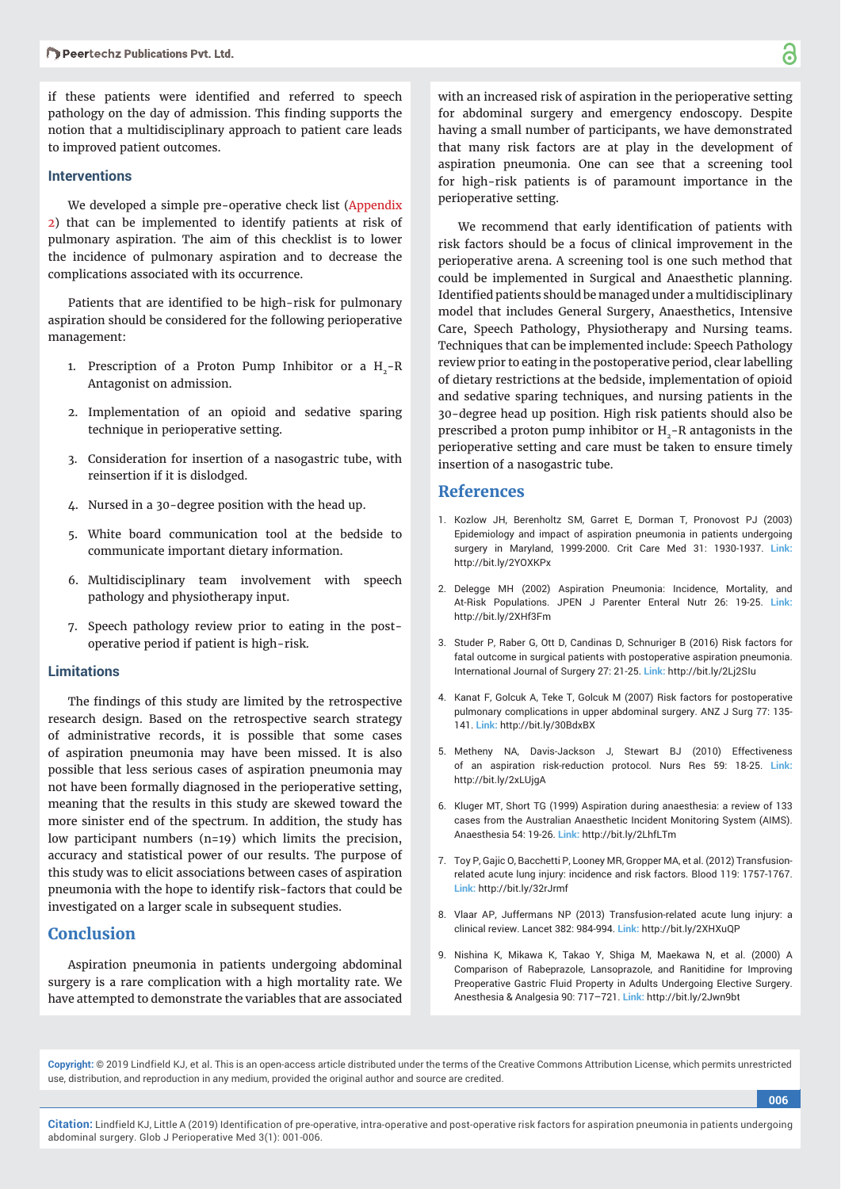if these patients were identified and referred to speech pathology on the day of admission. This finding supports the notion that a multidisciplinary approach to patient care leads to improved patient outcomes.

### Interventions

We developed a simple pre-operative check list (Appendix 2) that can be implemented to identify patients at risk of pulmonary aspiration. The aim of this checklist is to lower the incidence of pulmonary aspiration and to decrease the complications associated with its occurrence.

Patients that are identified to be high-risk for pulmonary aspiration should be considered for the following perioperative management:

1. Prescription of a Proton Pump Inhibitor or a $H_2$-R Antagonist on admission.
2. Implementation of an opioid and sedative sparing technique in perioperative setting.
3. Consideration for insertion of a nasogastric tube, with reinsertion if it is dislodged.
4. Nursed in a 30-degree position with the head up.
5. White board communication tool at the bedside to communicate important dietary information.
6. Multidisciplinary team involvement with speech pathology and physiotherapy input.
7. Speech pathology review prior to eating in the post-operative period if patient is high-risk.

### Limitations

The findings of this study are limited by the retrospective research design. Based on the retrospective search strategy of administrative records, it is possible that some cases of aspiration pneumonia may have been missed. It is also possible that less serious cases of aspiration pneumonia may not have been formally diagnosed in the perioperative setting, meaning that the results in this study are skewed toward the more sinister end of the spectrum. In addition, the study has low participant numbers (n=19) which limits the precision, accuracy and statistical power of our results. The purpose of this study was to elicit associations between cases of aspiration pneumonia with the hope to identify risk-factors that could be investigated on a larger scale in subsequent studies.

## Conclusion

Aspiration pneumonia in patients undergoing abdominal surgery is a rare complication with a high mortality rate. We have attempted to demonstrate the variables that are associated with an increased risk of aspiration in the perioperative setting for abdominal surgery and emergency endoscopy. Despite having a small number of participants, we have demonstrated that many risk factors are at play in the development of aspiration pneumonia. One can see that a screening tool for high-risk patients is of paramount importance in the perioperative setting.

We recommend that early identification of patients with risk factors should be a focus of clinical improvement in the perioperative arena. A screening tool is one such method that could be implemented in Surgical and Anaesthetic planning. Identified patients should be managed under a multidisciplinary model that includes General Surgery, Anaesthetics, Intensive Care, Speech Pathology, Physiotherapy and Nursing teams. Techniques that can be implemented include: Speech Pathology review prior to eating in the postoperative period, clear labelling of dietary restrictions at the bedside, implementation of opioid and sedative sparing techniques, and nursing patients in the 30-degree head up position. High risk patients should also be prescribed a proton pump inhibitor or $H_2$-R antagonists in the perioperative setting and care must be taken to ensure timely insertion of a nasogastric tube.

## References

1. Kozlow JH, Berenholtz SM, Garret E, Dorman T, Pronovost PJ (2003) Epidemiology and impact of aspiration pneumonia in patients undergoing surgery in Maryland, 1999-2000. Crit Care Med 31: 1930-1937. Link: http://bit.ly/2YOXKPx
2. Delegge MH (2002) Aspiration Pneumonia: Incidence, Mortality, and At-Risk Populations. JPEN J Parenter Enteral Nutr 26: 19-25. Link: http://bit.ly/2XHf3Fm
3. Studer P, Raber G, Ott D, Candinas D, Schnuriger B (2016) Risk factors for fatal outcome in surgical patients with postoperative aspiration pneumonia. International Journal of Surgery 27: 21-25. Link: http://bit.ly/2Lj2SIu
4. Kanat F, Golcuk A, Teke T, Golcuk M (2007) Risk factors for postoperative pulmonary complications in upper abdominal surgery. ANZ J Surg 77: 135-141. Link: http://bit.ly/30BdxBX
5. Metheny NA, Davis-Jackson J, Stewart BJ (2010) Effectiveness of an aspiration risk-reduction protocol. Nurs Res 59: 18-25. Link: http://bit.ly/2xLUjgA
6. Kluger MT, Short TG (1999) Aspiration during anaesthesia: a review of 133 cases from the Australian Anaesthetic Incident Monitoring System (AIMS). Anaesthesia 54: 19-26. Link: http://bit.ly/2LhfLTm
7. Toy P, Gajic O, Bacchetti P, Looney MR, Gropper MA, et al. (2012) Transfusion-related acute lung injury: incidence and risk factors. Blood 119: 1757-1767. Link: http://bit.ly/32rJrmf
8. Vlaar AP, Juffermans NP (2013) Transfusion-related acute lung injury: a clinical review. Lancet 382: 984-994. Link: http://bit.ly/2XHXuQP
9. Nishina K, Mikawa K, Takao Y, Shiga M, Maekawa N, et al. (2000) A Comparison of Rabeprazole, Lansoprazole, and Ranitidine for Improving Preoperative Gastric Fluid Property in Adults Undergoing Elective Surgery. Anesthesia & Analgesia 90: 717–721. Link: http://bit.ly/2Jwn9bt

**Copyright:** © 2019 Lindfield KJ, et al. This is an open-access article distributed under the terms of the Creative Commons Attribution License, which permits unrestricted use, distribution, and reproduction in any medium, provided the original author and source are credited.